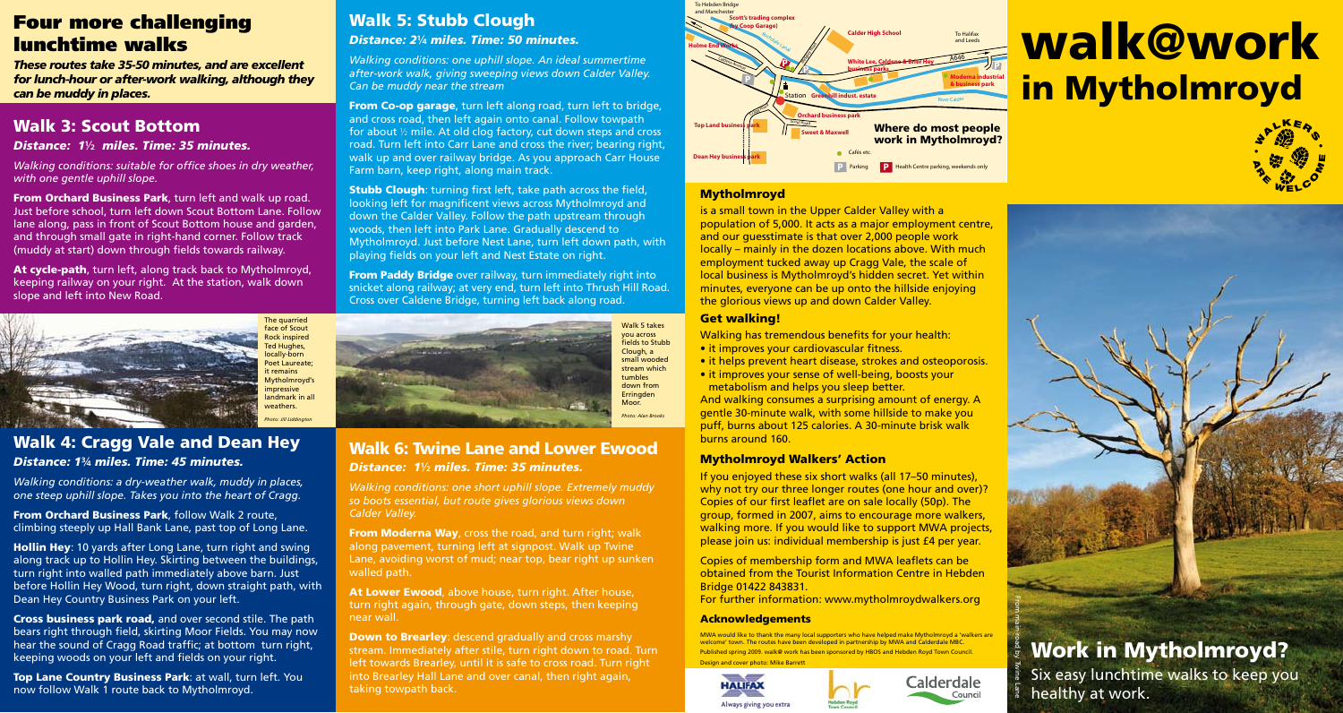# Four more challenging lunchtime walks

*These routes take 35-50 minutes, and are excellent for lunch-hour or after-work walking, although they can be muddy in places.*

## Walk 3: Scout Bottom

*Distance: 1½ miles. Time: 35 minutes.*

*Walking conditions: suitable for office shoes in dry weather, with one gentle uphill slope.*

**From Orchard Business Park**, turn left and walk up road. Just before school, turn left down Scout Bottom Lane. Follow lane along, pass in front of Scout Bottom house and garden, and through small gate in right-hand corner. Follow track (muddy at start) down through fields towards railway.

**At cycle-path**, turn left, along track back to Mytholmroyd, keeping railway on your right. At the station, walk down slope and left into New Road.

The quarried face of Scout Rock inspired Ted Hughes, locally-born Poet Laureate; it remains Mytholmroyd's impressive landmark in all weathers.

*Photo: Jill Liddington*

## Walk 4: Cragg Vale and Dean Hey

*Distance: 1¾ miles. Time: 45 minutes.*

*Walking conditions: a dry-weather walk, muddy in places, one steep uphill slope. Takes you into the heart of Cragg.*

**From Orchard Business Park**, follow Walk 2 route, climbing steeply up Hall Bank Lane, past top of Long Lane.

**Hollin Hey**: 10 yards after Long Lane, turn right and swing along track up to Hollin Hey. Skirting between the buildings, turn right into walled path immediately above barn. Just before Hollin Hey Wood, turn right, down straight path, with Dean Hey Country Business Park on your left.

**Cross business park road,** and over second stile. The path bears right through field, skirting Moor Fields. You may now hear the sound of Cragg Road traffic; at bottom turn right, keeping woods on your left and fields on your right.

**Top Lane Country Business Park**: at wall, turn left. You now follow Walk 1 route back to Mytholmroyd.

## Walk 5: Stubb Clough

*Distance: 2¼ miles. Time: 50 minutes.*

*Walking conditions: one uphill slope. An ideal summertime after-work walk, giving sweeping views down Calder Valley. Can be muddy near the stream*

**From Co-op garage**, turn left along road, turn left to bridge, and cross road, then left again onto canal. Follow towpath for about ½ mile. At old clog factory, cut down steps and cross road. Turn left into Carr Lane and cross the river; bearing right, walk up and over railway bridge. As you approach Carr House Farm barn, keep right, along main track.

**Stubb Clough**: turning first left, take path across the field, looking left for magnificent views across Mytholmroyd and down the Calder Valley. Follow the path upstream through woods, then left into Park Lane. Gradually descend to Mytholmroyd. Just before Nest Lane, turn left down path, with playing fields on your left and Nest Estate on right.

**From Paddy Bridge** over railway, turn immediately right into snicket along railway; at very end, turn left into Thrush Hill Road. Cross over Caldene Bridge, turning left back along road.

Walk 5 takes you across fields to Stubb Clough, a small wooded stream which tumbles down from Erringden Moor.

*Photo: Alan Brooks*

## Walk 6: Twine Lane and Lower Ewood

*Distance: 1½ miles. Time: 35 minutes.*

*Walking conditions: one short uphill slope. Extremely muddy so boots essential, but route gives glorious views down Calder Valley.*

**From Moderna Way**, cross the road, and turn right; walk along pavement, turning left at signpost. Walk up Twine Lane, avoiding worst of mud; near top, bear right up sunken walled path.

**At Lower Ewood**, above house, turn right. After house, turn right again, through gate, down steps, then keeping near wall.

**Down to Brearley**: descend gradually and cross marshy stream. Immediately after stile, turn right down to road. Turn left towards Brearley, until it is safe to cross road. Turn right into Brearley Hall Lane and over canal, then right again, taking towpath back.

To Hebden Bridge and Manchester | Scott's trading complex (by Coop Garage) | Holme End Works | Calder High School | To Halifax and Leeds | A646 | White Lee, Caldene & Brier Hey business parks | Moderna industrial & business park | Station | Greenhill indust. estate | River Calder | Orchard business park | Top Land business park | Sweet & Maxwell | Dean Hey business park

**Where do most people work in Mytholmroyd?**

Cafés etc. | P Parking | P Health Centre parking, weekends only

### Mytholmroyd

is a small town in the Upper Calder Valley with a population of 5,000. It acts as a major employment centre, and our guesstimate is that over 2,000 people work locally – mainly in the dozen locations above. With much employment tucked away up Cragg Vale, the scale of local business is Mytholmroyd's hidden secret. Yet within minutes, everyone can be up onto the hillside enjoying the glorious views up and down Calder Valley.

### Get walking!

Walking has tremendous benefits for your health:

- it improves your cardiovascular fitness.
- it helps prevent heart disease, strokes and osteoporosis.
- it improves your sense of well-being, boosts your metabolism and helps you sleep better.

And walking consumes a surprising amount of energy. A gentle 30-minute walk, with some hillside to make you puff, burns about 125 calories. A 30-minute brisk walk burns around 160.

### Mytholmroyd Walkers' Action

If you enjoyed these six short walks (all 17–50 minutes), why not try our three longer routes (one hour and over)? Copies of our first leaflet are on sale locally (50p). The group, formed in 2007, aims to encourage more walkers, walking more. If you would like to support MWA projects, please join us: individual membership is just £4 per year.

Copies of membership form and MWA leaflets can be obtained from the Tourist Information Centre in Hebden Bridge 01422 843831.

For further information: www.mytholmroydwalkers.org

### Acknowledgements

MWA would like to thank the many local supporters who have helped make Mytholmroyd a 'walkers are welcome' town. The routes have been developed in partnership by MWA and Calderdale MBC.

Published spring 2009. walk@work has been sponsored by HBOS and Hebden Royd Town Council.

Design and cover photo: Mike Barrett

HALIFAX Always giving you extra | Hebden Royd Town Council | Calderdale Council

# walk@work in Mytholmroyd

WALKERS ARE WELCOME

From main road by Twine Lane

## Work in Mytholmroyd?

Six easy lunchtime walks to keep you healthy at work.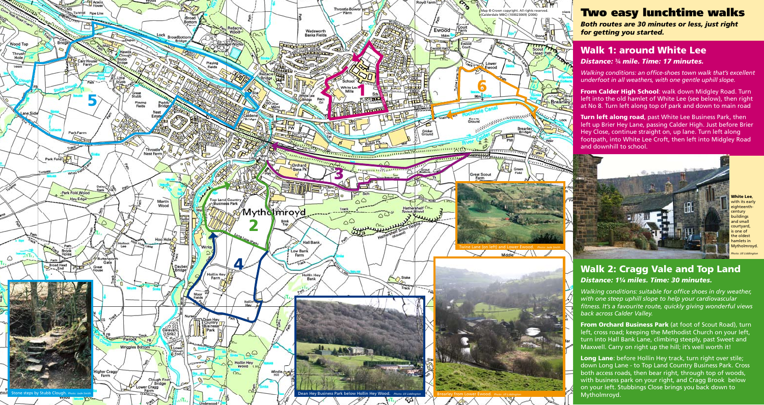# Two easy lunchtime walks

*Both routes are 30 minutes or less, just right for getting you started.*

## Walk 1: around White Lee

*Distance: ¾ mile. Time: 17 minutes.*

*Walking conditions: an office-shoes town walk that's excellent underfoot in all weathers, with one gentle uphill slope.*

**From Calder High School**: walk down Midgley Road. Turn left into the old hamlet of White Lee (see below), then right at No 8. Turn left along top of park and down to main road

**Turn left along road**, past White Lee Business Park, then left up Brier Hey Lane, passing Calder High. Just before Brier Hey Close, continue straight on, up lane. Turn left along footpath, into White Lee Croft, then left into Midgley Road and downhill to school.

**White Lee**, with its early eighteenth-century buildings and small courtyard, is one of the oldest hamlets in Mytholmroyd. *Photo: Jill Liddington*

## Walk 2: Cragg Vale and Top Land

*Distance: 1¼ miles. Time: 30 minutes.*

*Walking conditions: suitable for office shoes in dry weather, with one steep uphill slope to help your cardiovascular fitness. It's a favourite route, quickly giving wonderful views back across Calder Valley.*

**From Orchard Business Park** (at foot of Scout Road), turn left, cross road; keeping the Methodist Church on your left, turn into Hall Bank Lane, climbing steeply, past Sweet and Maxwell. Carry on right up the hill; it's well worth it!

**Long Lane**: before Hollin Hey track, turn right over stile; down Long Lane - to Top Land Country Business Park. Cross both access roads, then bear right, through top of woods, with business park on your right, and Cragg Brook below on your left. Stubbings Close brings you back down to Mytholmroyd.

Map © Crown copyright. All rights reserved. (Calderdale MBC) (100023069) (2006)

Twine Lane (on left) and Lower Ewood. *Photo: Jade Smith*

Brearley from Lower Ewood. *Photo: Jill Liddington*

Dean Hey Business Park below Hollin Hey Wood. *Photo: Jill Liddington*

Stone steps by Stubb Clough. *Photo: Jade Smith*